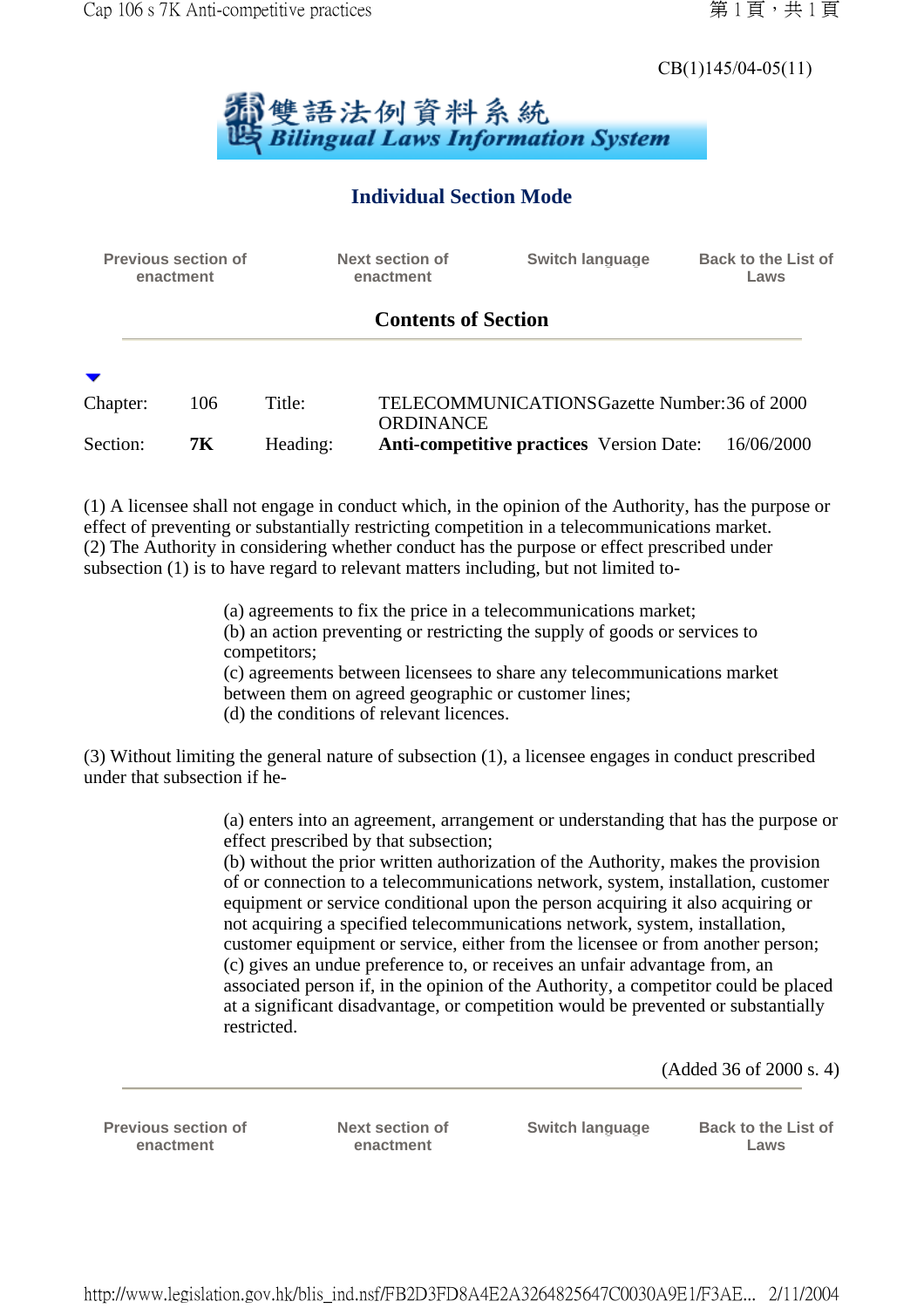CB(1)145/04-05(11)

雙語法例資料系統
Bilingual Laws Information System

## Individual Section Mode

Previous section of enactment | Next section of enactment | Switch language | Back to the List of Laws

### Contents of Section

| Chapter: | 106 | Title: | TELECOMMUNICATIONS ORDINANCE | Gazette Number: | 36 of 2000 |
|---|---|---|---|---|---|
| Section: | **7K** | Heading: | **Anti-competitive practices** | Version Date: | 16/06/2000 |

(1) A licensee shall not engage in conduct which, in the opinion of the Authority, has the purpose or effect of preventing or substantially restricting competition in a telecommunications market.
(2) The Authority in considering whether conduct has the purpose or effect prescribed under subsection (1) is to have regard to relevant matters including, but not limited to-

(a) agreements to fix the price in a telecommunications market;
(b) an action preventing or restricting the supply of goods or services to competitors;
(c) agreements between licensees to share any telecommunications market between them on agreed geographic or customer lines;
(d) the conditions of relevant licences.

(3) Without limiting the general nature of subsection (1), a licensee engages in conduct prescribed under that subsection if he-

(a) enters into an agreement, arrangement or understanding that has the purpose or effect prescribed by that subsection;
(b) without the prior written authorization of the Authority, makes the provision of or connection to a telecommunications network, system, installation, customer equipment or service conditional upon the person acquiring it also acquiring or not acquiring a specified telecommunications network, system, installation, customer equipment or service, either from the licensee or from another person;
(c) gives an undue preference to, or receives an unfair advantage from, an associated person if, in the opinion of the Authority, a competitor could be placed at a significant disadvantage, or competition would be prevented or substantially restricted.

(Added 36 of 2000 s. 4)

Previous section of enactment | Next section of enactment | Switch language | Back to the List of Laws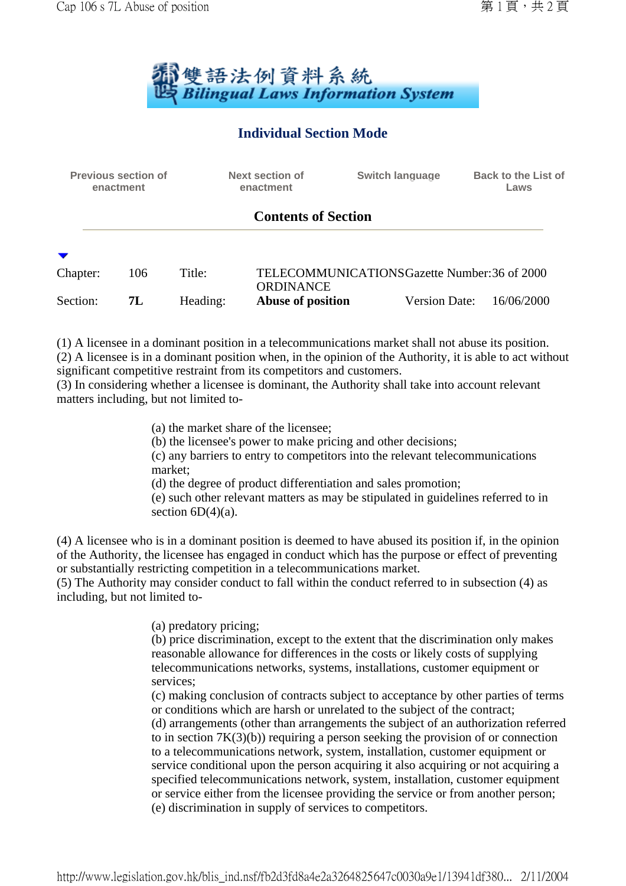雙語法例資料系統
Bilingual Laws Information System

## Individual Section Mode

Previous section of enactment | Next section of enactment | Switch language | Back to the List of Laws

### Contents of Section

| Chapter: | 106 | Title: | TELECOMMUNICATIONS ORDINANCE | Gazette Number: | 36 of 2000 |
|---|---|---|---|---|---|
| Section: | **7L** | Heading: | **Abuse of position** | Version Date: | 16/06/2000 |

(1) A licensee in a dominant position in a telecommunications market shall not abuse its position.
(2) A licensee is in a dominant position when, in the opinion of the Authority, it is able to act without significant competitive restraint from its competitors and customers.
(3) In considering whether a licensee is dominant, the Authority shall take into account relevant matters including, but not limited to-

(a) the market share of the licensee;
(b) the licensee's power to make pricing and other decisions;
(c) any barriers to entry to competitors into the relevant telecommunications market;
(d) the degree of product differentiation and sales promotion;
(e) such other relevant matters as may be stipulated in guidelines referred to in section 6D(4)(a).

(4) A licensee who is in a dominant position is deemed to have abused its position if, in the opinion of the Authority, the licensee has engaged in conduct which has the purpose or effect of preventing or substantially restricting competition in a telecommunications market.
(5) The Authority may consider conduct to fall within the conduct referred to in subsection (4) as including, but not limited to-

(a) predatory pricing;
(b) price discrimination, except to the extent that the discrimination only makes reasonable allowance for differences in the costs or likely costs of supplying telecommunications networks, systems, installations, customer equipment or services;
(c) making conclusion of contracts subject to acceptance by other parties of terms or conditions which are harsh or unrelated to the subject of the contract;
(d) arrangements (other than arrangements the subject of an authorization referred to in section 7K(3)(b)) requiring a person seeking the provision of or connection to a telecommunications network, system, installation, customer equipment or service conditional upon the person acquiring it also acquiring or not acquiring a specified telecommunications network, system, installation, customer equipment or service either from the licensee providing the service or from another person;
(e) discrimination in supply of services to competitors.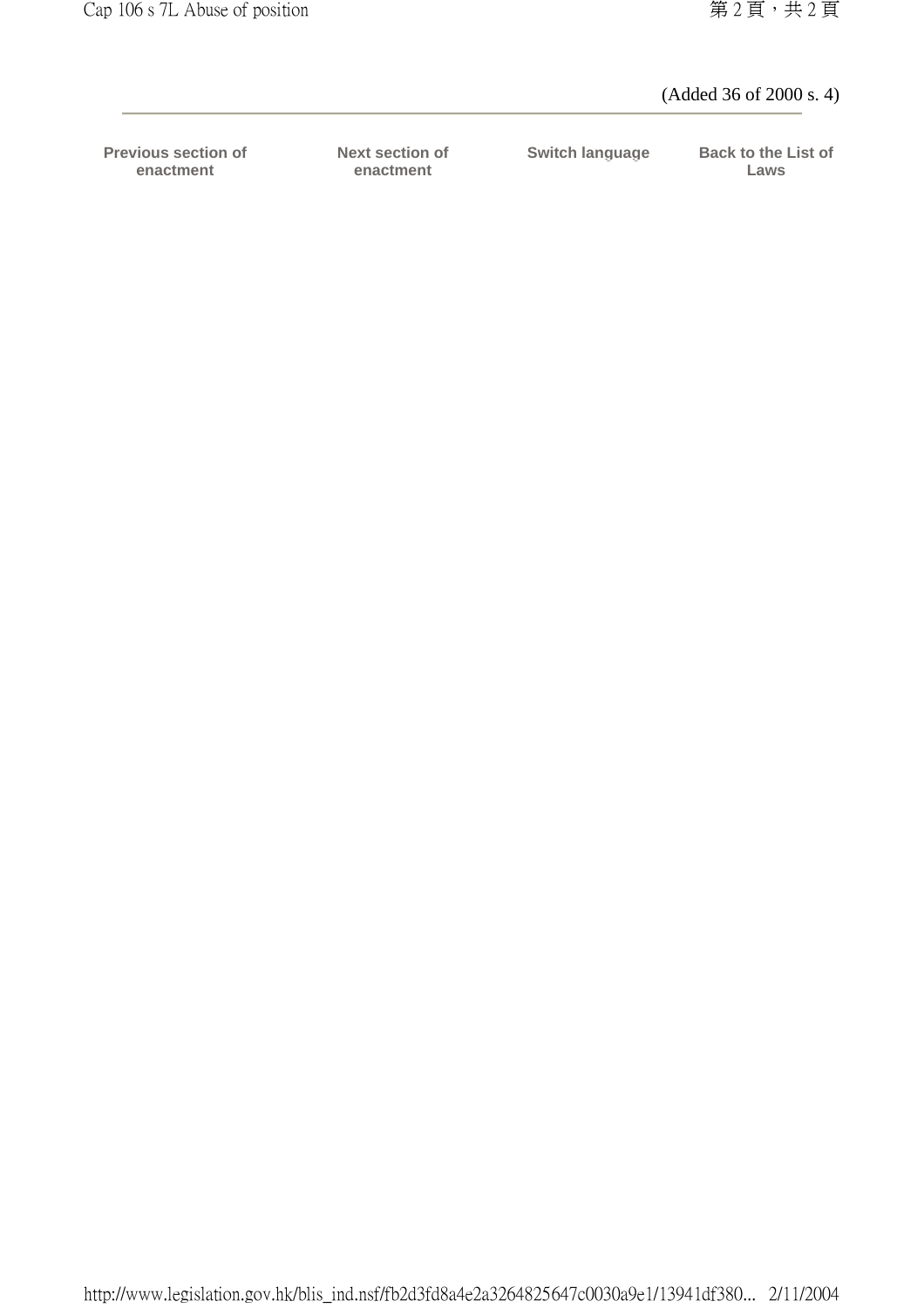(Added 36 of 2000 s. 4)

---

| Previous section of enactment | Next section of enactment | Switch language | Back to the List of Laws |
|---|---|---|---|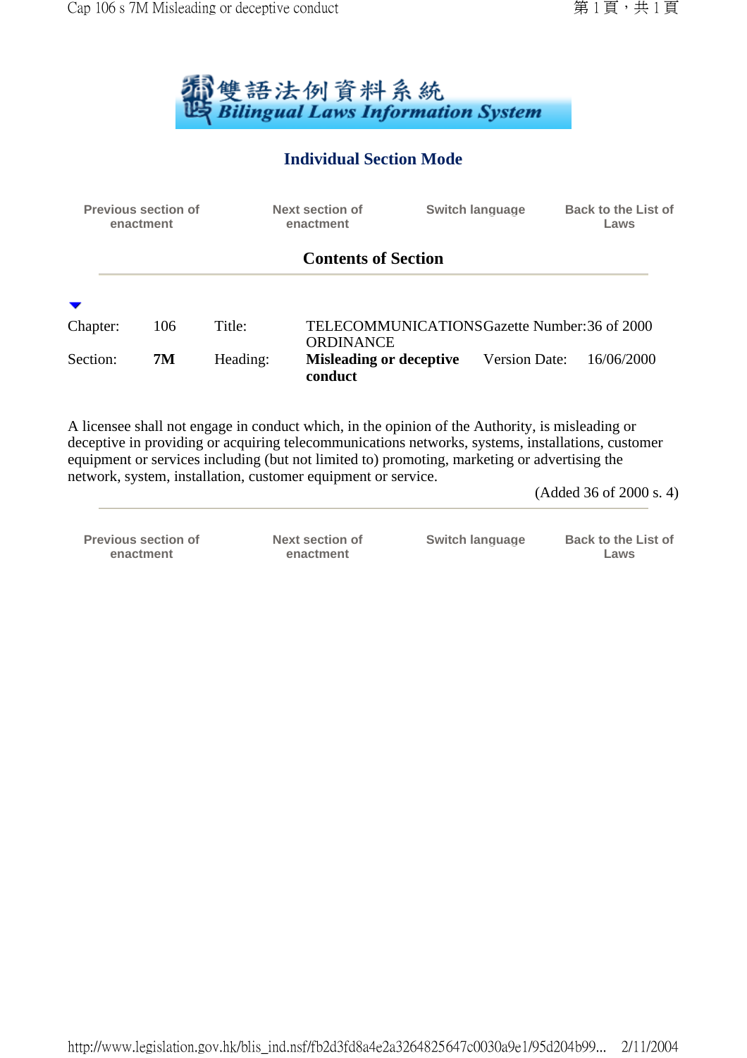雙語法例資料系統
**Bilingual Laws Information System**

## Individual Section Mode

Previous section of enactment | Next section of enactment | Switch language | Back to the List of Laws

### Contents of Section

| Chapter: | 106 | Title: | TELECOMMUNICATIONS ORDINANCE | Gazette Number: | 36 of 2000 |
|---|---|---|---|---|---|
| Section: | **7M** | Heading: | **Misleading or deceptive conduct** | Version Date: | 16/06/2000 |

A licensee shall not engage in conduct which, in the opinion of the Authority, is misleading or deceptive in providing or acquiring telecommunications networks, systems, installations, customer equipment or services including (but not limited to) promoting, marketing or advertising the network, system, installation, customer equipment or service.

(Added 36 of 2000 s. 4)

Previous section of enactment | Next section of enactment | Switch language | Back to the List of Laws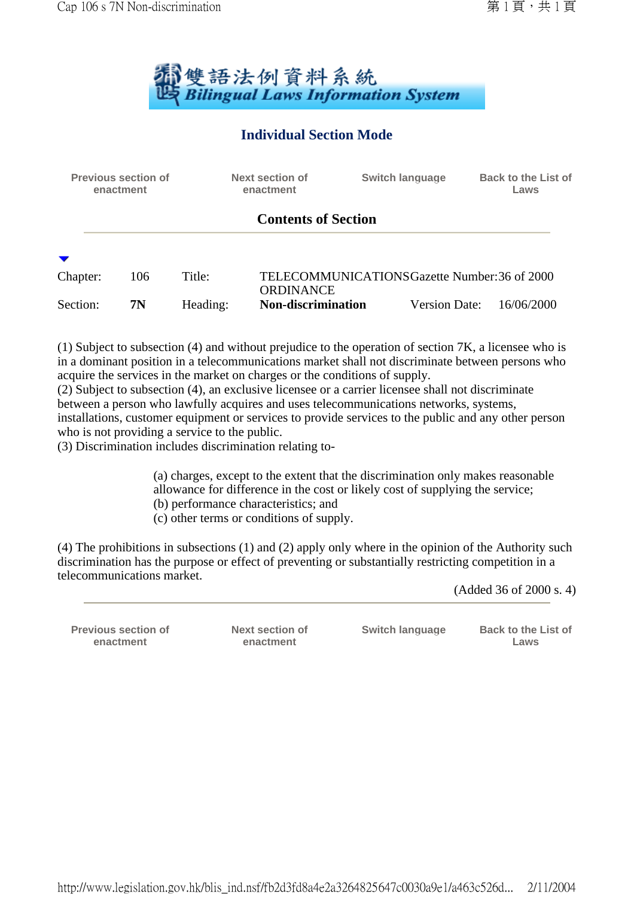雙語法例資料系統
**Bilingual Laws Information System**

## Individual Section Mode

Previous section of enactment | Next section of enactment | Switch language | Back to the List of Laws

### Contents of Section

| | | | | | |
|---|---|---|---|---|---|
| Chapter: | 106 | Title: | TELECOMMUNICATIONS ORDINANCE | Gazette Number: | 36 of 2000 |
| Section: | **7N** | Heading: | **Non-discrimination** | Version Date: | 16/06/2000 |

(1) Subject to subsection (4) and without prejudice to the operation of section 7K, a licensee who is in a dominant position in a telecommunications market shall not discriminate between persons who acquire the services in the market on charges or the conditions of supply.
(2) Subject to subsection (4), an exclusive licensee or a carrier licensee shall not discriminate between a person who lawfully acquires and uses telecommunications networks, systems, installations, customer equipment or services to provide services to the public and any other person who is not providing a service to the public.
(3) Discrimination includes discrimination relating to-

(a) charges, except to the extent that the discrimination only makes reasonable allowance for difference in the cost or likely cost of supplying the service;
(b) performance characteristics; and
(c) other terms or conditions of supply.

(4) The prohibitions in subsections (1) and (2) apply only where in the opinion of the Authority such discrimination has the purpose or effect of preventing or substantially restricting competition in a telecommunications market.

(Added 36 of 2000 s. 4)

Previous section of enactment | Next section of enactment | Switch language | Back to the List of Laws